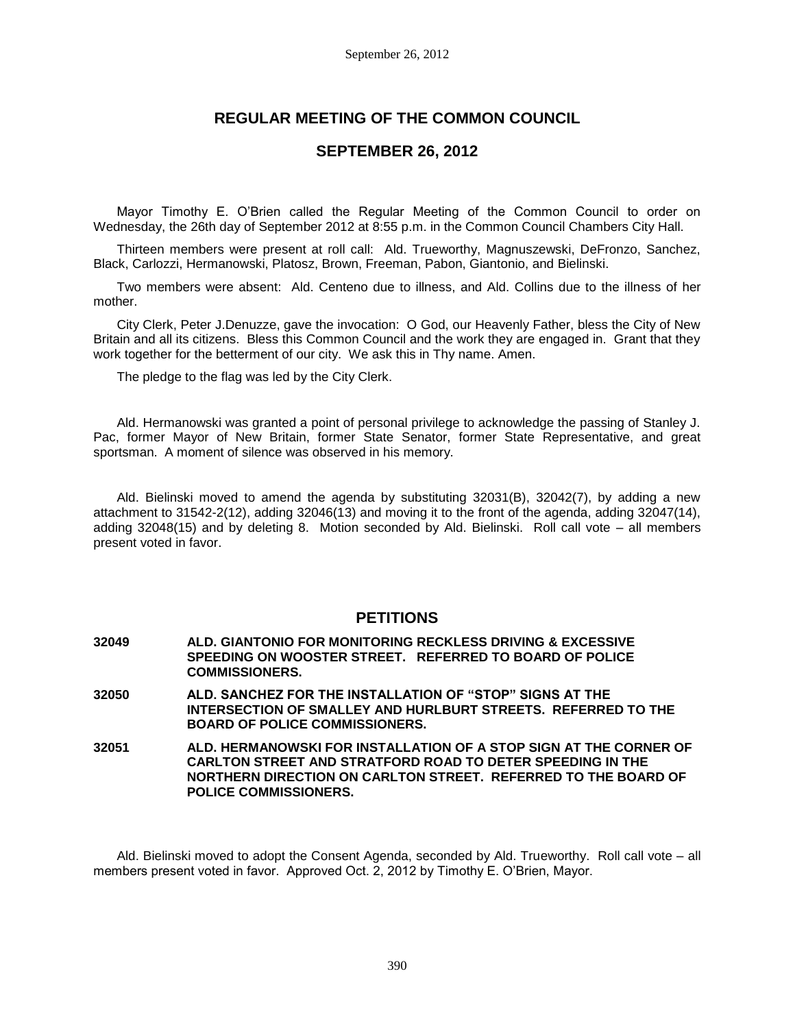# REGULAR MEETING OF THE COMMON COUNCIL

## SEPTEMBER 26, 2012

Mayor Timothy E. O'Brien called the Regular Meeting of the Common Council to order on Wednesday, the 26th day of September 2012 at 8:55 p.m. in the Common Council Chambers City Hall.

Thirteen members were present at roll call: Ald. Trueworthy, Magnuszewski, DeFronzo, Sanchez, Black, Carlozzi, Hermanowski, Platosz, Brown, Freeman, Pabon, Giantonio, and Bielinski.

Two members were absent: Ald. Centeno due to illness, and Ald. Collins due to the illness of her mother.

City Clerk, Peter J.Denuzze, gave the invocation: O God, our Heavenly Father, bless the City of New Britain and all its citizens. Bless this Common Council and the work they are engaged in. Grant that they work together for the betterment of our city. We ask this in Thy name. Amen.

The pledge to the flag was led by the City Clerk.

Ald. Hermanowski was granted a point of personal privilege to acknowledge the passing of Stanley J. Pac, former Mayor of New Britain, former State Senator, former State Representative, and great sportsman. A moment of silence was observed in his memory.

Ald. Bielinski moved to amend the agenda by substituting 32031(B), 32042(7), by adding a new attachment to 31542-2(12), adding 32046(13) and moving it to the front of the agenda, adding 32047(14), adding 32048(15) and by deleting 8. Motion seconded by Ald. Bielinski. Roll call vote – all members present voted in favor.

## PETITIONS

**32049 ALD. GIANTONIO FOR MONITORING RECKLESS DRIVING & EXCESSIVE SPEEDING ON WOOSTER STREET. REFERRED TO BOARD OF POLICE COMMISSIONERS.**

**32050 ALD. SANCHEZ FOR THE INSTALLATION OF "STOP" SIGNS AT THE INTERSECTION OF SMALLEY AND HURLBURT STREETS. REFERRED TO THE BOARD OF POLICE COMMISSIONERS.**

**32051 ALD. HERMANOWSKI FOR INSTALLATION OF A STOP SIGN AT THE CORNER OF CARLTON STREET AND STRATFORD ROAD TO DETER SPEEDING IN THE NORTHERN DIRECTION ON CARLTON STREET. REFERRED TO THE BOARD OF POLICE COMMISSIONERS.**

Ald. Bielinski moved to adopt the Consent Agenda, seconded by Ald. Trueworthy. Roll call vote – all members present voted in favor. Approved Oct. 2, 2012 by Timothy E. O'Brien, Mayor.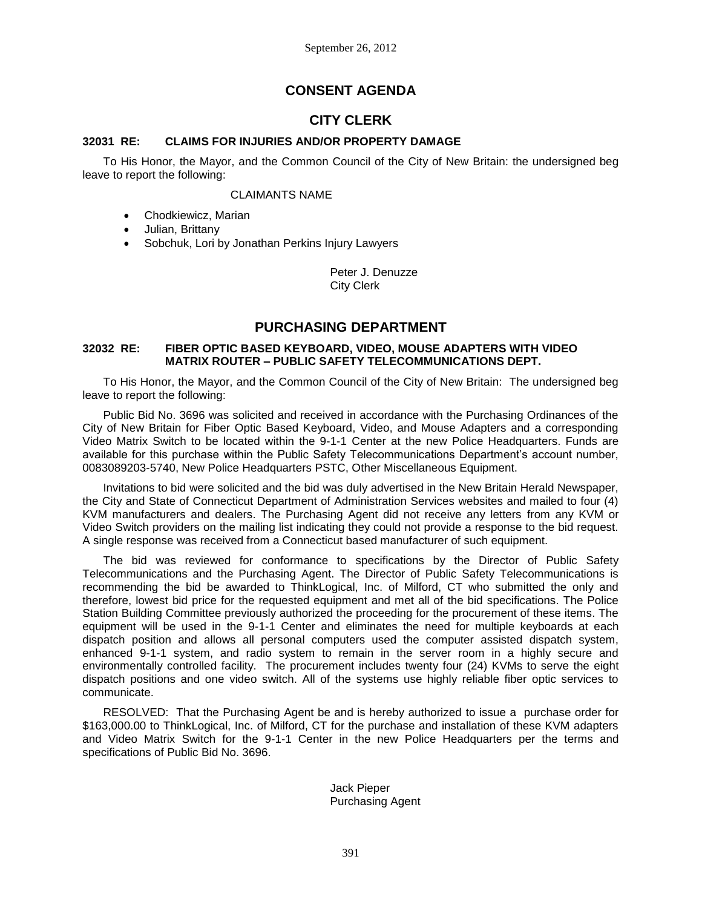# CONSENT AGENDA

## CITY CLERK

### 32031 RE: CLAIMS FOR INJURIES AND/OR PROPERTY DAMAGE

To His Honor, the Mayor, and the Common Council of the City of New Britain: the undersigned beg leave to report the following:

CLAIMANTS NAME

- Chodkiewicz, Marian
- Julian, Brittany
- Sobchuk, Lori by Jonathan Perkins Injury Lawyers

Peter J. Denuzze
City Clerk

## PURCHASING DEPARTMENT

### 32032 RE: FIBER OPTIC BASED KEYBOARD, VIDEO, MOUSE ADAPTERS WITH VIDEO MATRIX ROUTER – PUBLIC SAFETY TELECOMMUNICATIONS DEPT.

To His Honor, the Mayor, and the Common Council of the City of New Britain: The undersigned beg leave to report the following:

Public Bid No. 3696 was solicited and received in accordance with the Purchasing Ordinances of the City of New Britain for Fiber Optic Based Keyboard, Video, and Mouse Adapters and a corresponding Video Matrix Switch to be located within the 9-1-1 Center at the new Police Headquarters. Funds are available for this purchase within the Public Safety Telecommunications Department's account number, 0083089203-5740, New Police Headquarters PSTC, Other Miscellaneous Equipment.

Invitations to bid were solicited and the bid was duly advertised in the New Britain Herald Newspaper, the City and State of Connecticut Department of Administration Services websites and mailed to four (4) KVM manufacturers and dealers. The Purchasing Agent did not receive any letters from any KVM or Video Switch providers on the mailing list indicating they could not provide a response to the bid request. A single response was received from a Connecticut based manufacturer of such equipment.

The bid was reviewed for conformance to specifications by the Director of Public Safety Telecommunications and the Purchasing Agent. The Director of Public Safety Telecommunications is recommending the bid be awarded to ThinkLogical, Inc. of Milford, CT who submitted the only and therefore, lowest bid price for the requested equipment and met all of the bid specifications. The Police Station Building Committee previously authorized the proceeding for the procurement of these items. The equipment will be used in the 9-1-1 Center and eliminates the need for multiple keyboards at each dispatch position and allows all personal computers used the computer assisted dispatch system, enhanced 9-1-1 system, and radio system to remain in the server room in a highly secure and environmentally controlled facility. The procurement includes twenty four (24) KVMs to serve the eight dispatch positions and one video switch. All of the systems use highly reliable fiber optic services to communicate.

RESOLVED: That the Purchasing Agent be and is hereby authorized to issue a purchase order for \$163,000.00 to ThinkLogical, Inc. of Milford, CT for the purchase and installation of these KVM adapters and Video Matrix Switch for the 9-1-1 Center in the new Police Headquarters per the terms and specifications of Public Bid No. 3696.

Jack Pieper
Purchasing Agent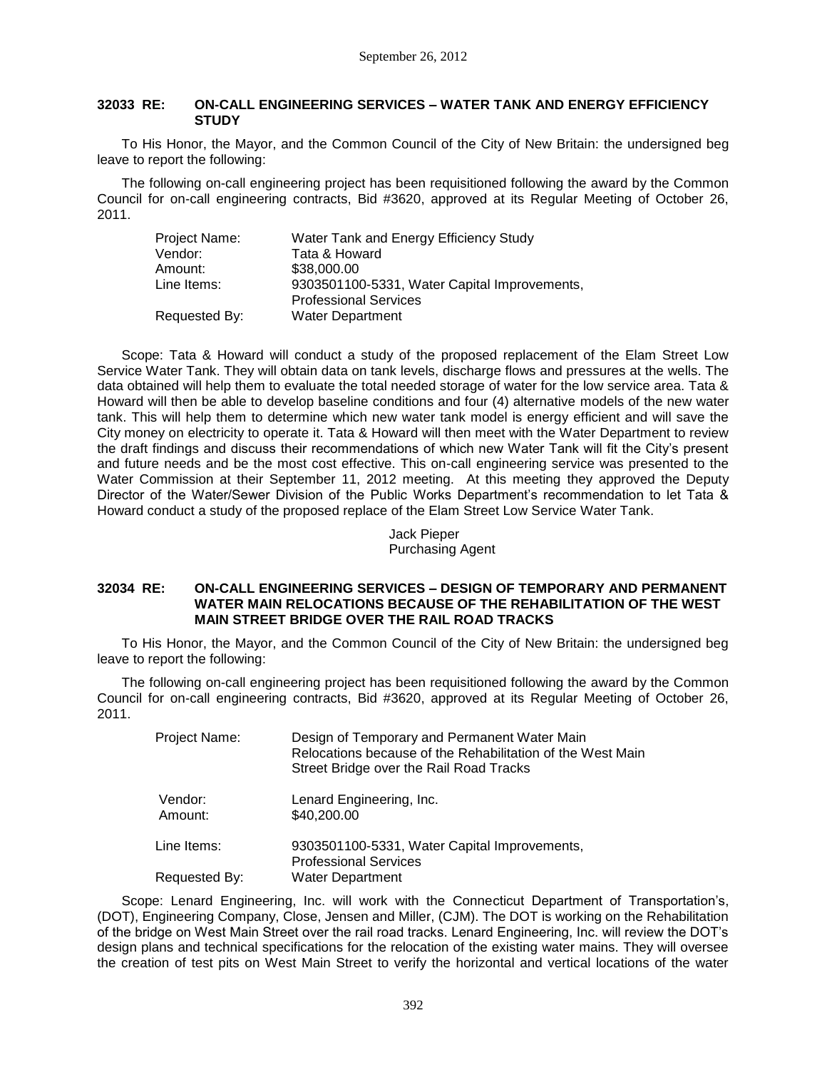### 32033 RE: ON-CALL ENGINEERING SERVICES – WATER TANK AND ENERGY EFFICIENCY STUDY

To His Honor, the Mayor, and the Common Council of the City of New Britain: the undersigned beg leave to report the following:

The following on-call engineering project has been requisitioned following the award by the Common Council for on-call engineering contracts, Bid #3620, approved at its Regular Meeting of October 26, 2011.

| | |
|---|---|
| Project Name: | Water Tank and Energy Efficiency Study |
| Vendor: | Tata & Howard |
| Amount: | $38,000.00 |
| Line Items: | 9303501100-5331, Water Capital Improvements, Professional Services |
| Requested By: | Water Department |

Scope: Tata & Howard will conduct a study of the proposed replacement of the Elam Street Low Service Water Tank. They will obtain data on tank levels, discharge flows and pressures at the wells. The data obtained will help them to evaluate the total needed storage of water for the low service area. Tata & Howard will then be able to develop baseline conditions and four (4) alternative models of the new water tank. This will help them to determine which new water tank model is energy efficient and will save the City money on electricity to operate it. Tata & Howard will then meet with the Water Department to review the draft findings and discuss their recommendations of which new Water Tank will fit the City's present and future needs and be the most cost effective. This on-call engineering service was presented to the Water Commission at their September 11, 2012 meeting. At this meeting they approved the Deputy Director of the Water/Sewer Division of the Public Works Department's recommendation to let Tata & Howard conduct a study of the proposed replace of the Elam Street Low Service Water Tank.

Jack Pieper
Purchasing Agent

### 32034 RE: ON-CALL ENGINEERING SERVICES – DESIGN OF TEMPORARY AND PERMANENT WATER MAIN RELOCATIONS BECAUSE OF THE REHABILITATION OF THE WEST MAIN STREET BRIDGE OVER THE RAIL ROAD TRACKS

To His Honor, the Mayor, and the Common Council of the City of New Britain: the undersigned beg leave to report the following:

The following on-call engineering project has been requisitioned following the award by the Common Council for on-call engineering contracts, Bid #3620, approved at its Regular Meeting of October 26, 2011.

| | |
|---|---|
| Project Name: | Design of Temporary and Permanent Water Main Relocations because of the Rehabilitation of the West Main Street Bridge over the Rail Road Tracks |
| Vendor: | Lenard Engineering, Inc. |
| Amount: | $40,200.00 |
| Line Items: | 9303501100-5331, Water Capital Improvements, Professional Services |
| Requested By: | Water Department |

Scope: Lenard Engineering, Inc. will work with the Connecticut Department of Transportation's, (DOT), Engineering Company, Close, Jensen and Miller, (CJM). The DOT is working on the Rehabilitation of the bridge on West Main Street over the rail road tracks. Lenard Engineering, Inc. will review the DOT's design plans and technical specifications for the relocation of the existing water mains. They will oversee the creation of test pits on West Main Street to verify the horizontal and vertical locations of the water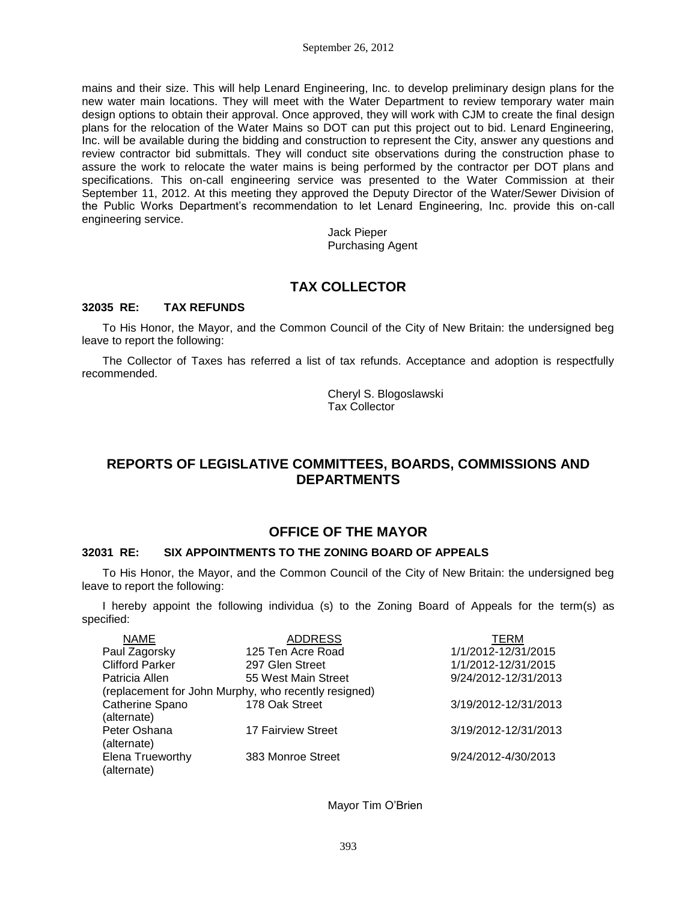mains and their size. This will help Lenard Engineering, Inc. to develop preliminary design plans for the new water main locations. They will meet with the Water Department to review temporary water main design options to obtain their approval. Once approved, they will work with CJM to create the final design plans for the relocation of the Water Mains so DOT can put this project out to bid. Lenard Engineering, Inc. will be available during the bidding and construction to represent the City, answer any questions and review contractor bid submittals. They will conduct site observations during the construction phase to assure the work to relocate the water mains is being performed by the contractor per DOT plans and specifications. This on-call engineering service was presented to the Water Commission at their September 11, 2012. At this meeting they approved the Deputy Director of the Water/Sewer Division of the Public Works Department's recommendation to let Lenard Engineering, Inc. provide this on-call engineering service.

Jack Pieper
Purchasing Agent

## TAX COLLECTOR

### 32035 RE: TAX REFUNDS

To His Honor, the Mayor, and the Common Council of the City of New Britain: the undersigned beg leave to report the following:

The Collector of Taxes has referred a list of tax refunds. Acceptance and adoption is respectfully recommended.

Cheryl S. Blogoslawski
Tax Collector

## REPORTS OF LEGISLATIVE COMMITTEES, BOARDS, COMMISSIONS AND DEPARTMENTS

## OFFICE OF THE MAYOR

### 32031 RE: SIX APPOINTMENTS TO THE ZONING BOARD OF APPEALS

To His Honor, the Mayor, and the Common Council of the City of New Britain: the undersigned beg leave to report the following:

I hereby appoint the following individua (s) to the Zoning Board of Appeals for the term(s) as specified:

| NAME | ADDRESS | TERM |
|---|---|---|
| Paul Zagorsky | 125 Ten Acre Road | 1/1/2012-12/31/2015 |
| Clifford Parker | 297 Glen Street | 1/1/2012-12/31/2015 |
| Patricia Allen | 55 West Main Street | 9/24/2012-12/31/2013 |
| (replacement for John Murphy, who recently resigned) | | |
| Catherine Spano (alternate) | 178 Oak Street | 3/19/2012-12/31/2013 |
| Peter Oshana (alternate) | 17 Fairview Street | 3/19/2012-12/31/2013 |
| Elena Trueworthy (alternate) | 383 Monroe Street | 9/24/2012-4/30/2013 |

Mayor Tim O'Brien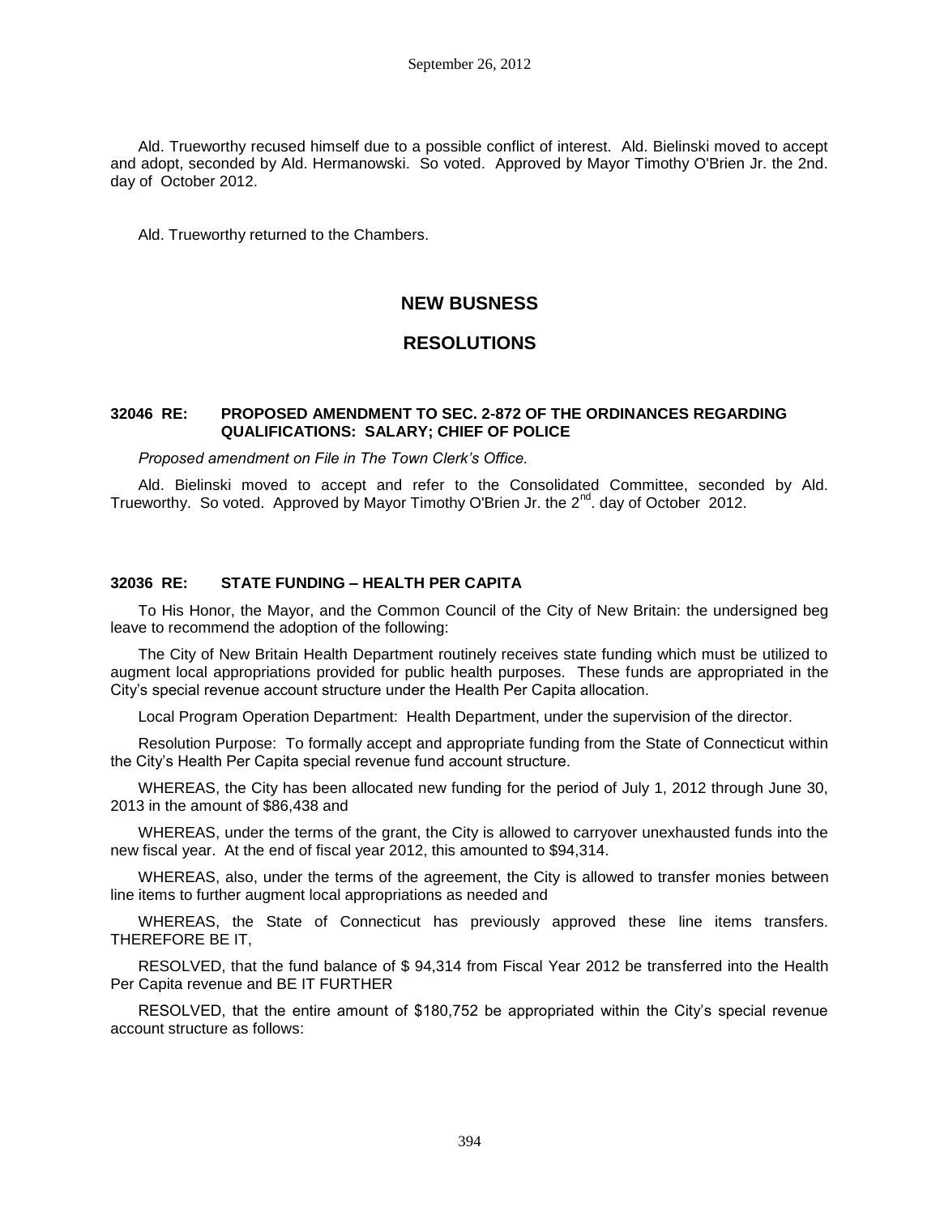Ald. Trueworthy recused himself due to a possible conflict of interest. Ald. Bielinski moved to accept and adopt, seconded by Ald. Hermanowski. So voted. Approved by Mayor Timothy O'Brien Jr. the 2nd. day of October 2012.

Ald. Trueworthy returned to the Chambers.

## NEW BUSNESS

## RESOLUTIONS

### 32046 RE: PROPOSED AMENDMENT TO SEC. 2-872 OF THE ORDINANCES REGARDING QUALIFICATIONS: SALARY; CHIEF OF POLICE

*Proposed amendment on File in The Town Clerk's Office.*

Ald. Bielinski moved to accept and refer to the Consolidated Committee, seconded by Ald. Trueworthy. So voted. Approved by Mayor Timothy O'Brien Jr. the 2nd. day of October 2012.

### 32036 RE: STATE FUNDING – HEALTH PER CAPITA

To His Honor, the Mayor, and the Common Council of the City of New Britain: the undersigned beg leave to recommend the adoption of the following:

The City of New Britain Health Department routinely receives state funding which must be utilized to augment local appropriations provided for public health purposes. These funds are appropriated in the City's special revenue account structure under the Health Per Capita allocation.

Local Program Operation Department: Health Department, under the supervision of the director.

Resolution Purpose: To formally accept and appropriate funding from the State of Connecticut within the City's Health Per Capita special revenue fund account structure.

WHEREAS, the City has been allocated new funding for the period of July 1, 2012 through June 30, 2013 in the amount of $86,438 and

WHEREAS, under the terms of the grant, the City is allowed to carryover unexhausted funds into the new fiscal year. At the end of fiscal year 2012, this amounted to $94,314.

WHEREAS, also, under the terms of the agreement, the City is allowed to transfer monies between line items to further augment local appropriations as needed and

WHEREAS, the State of Connecticut has previously approved these line items transfers. THEREFORE BE IT,

RESOLVED, that the fund balance of $ 94,314 from Fiscal Year 2012 be transferred into the Health Per Capita revenue and BE IT FURTHER

RESOLVED, that the entire amount of $180,752 be appropriated within the City's special revenue account structure as follows: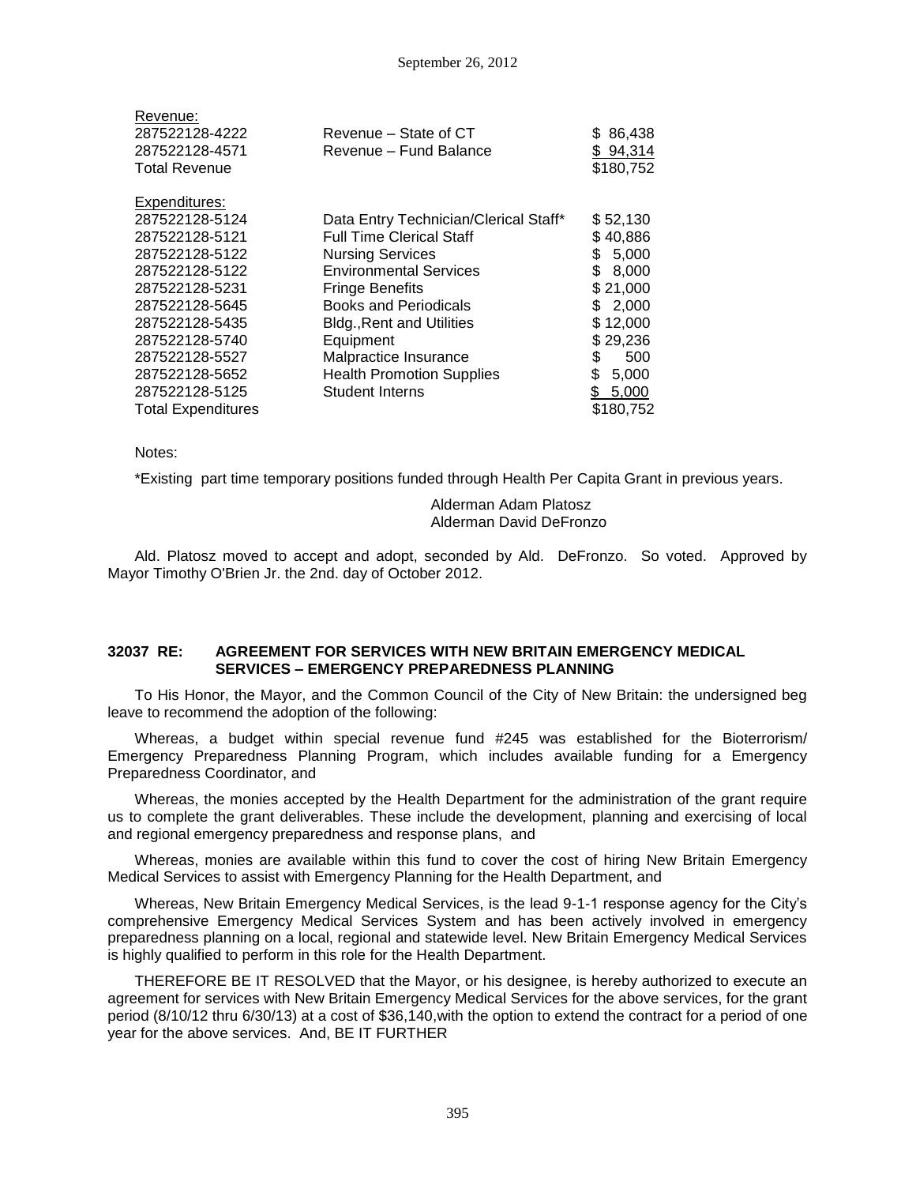| Revenue: | | |
|---|---|---|
| 287522128-4222 | Revenue – State of CT | $ 86,438 |
| 287522128-4571 | Revenue – Fund Balance | $ 94,314 |
| Total Revenue | | $180,752 |
| | | |
| Expenditures: | | |
| 287522128-5124 | Data Entry Technician/Clerical Staff* | $ 52,130 |
| 287522128-5121 | Full Time Clerical Staff | $ 40,886 |
| 287522128-5122 | Nursing Services | $ 5,000 |
| 287522128-5122 | Environmental Services | $ 8,000 |
| 287522128-5231 | Fringe Benefits | $ 21,000 |
| 287522128-5645 | Books and Periodicals | $ 2,000 |
| 287522128-5435 | Bldg.,Rent and Utilities | $ 12,000 |
| 287522128-5740 | Equipment | $ 29,236 |
| 287522128-5527 | Malpractice Insurance | $ 500 |
| 287522128-5652 | Health Promotion Supplies | $ 5,000 |
| 287522128-5125 | Student Interns | $ 5,000 |
| Total Expenditures | | $180,752 |

Notes:

*Existing part time temporary positions funded through Health Per Capita Grant in previous years.

Alderman Adam Platosz
Alderman David DeFronzo

Ald. Platosz moved to accept and adopt, seconded by Ald. DeFronzo. So voted. Approved by Mayor Timothy O'Brien Jr. the 2nd. day of October 2012.

**32037 RE: AGREEMENT FOR SERVICES WITH NEW BRITAIN EMERGENCY MEDICAL SERVICES – EMERGENCY PREPAREDNESS PLANNING**

To His Honor, the Mayor, and the Common Council of the City of New Britain: the undersigned beg leave to recommend the adoption of the following:

Whereas, a budget within special revenue fund #245 was established for the Bioterrorism/ Emergency Preparedness Planning Program, which includes available funding for a Emergency Preparedness Coordinator, and

Whereas, the monies accepted by the Health Department for the administration of the grant require us to complete the grant deliverables. These include the development, planning and exercising of local and regional emergency preparedness and response plans, and

Whereas, monies are available within this fund to cover the cost of hiring New Britain Emergency Medical Services to assist with Emergency Planning for the Health Department, and

Whereas, New Britain Emergency Medical Services, is the lead 9-1-1 response agency for the City's comprehensive Emergency Medical Services System and has been actively involved in emergency preparedness planning on a local, regional and statewide level. New Britain Emergency Medical Services is highly qualified to perform in this role for the Health Department.

THEREFORE BE IT RESOLVED that the Mayor, or his designee, is hereby authorized to execute an agreement for services with New Britain Emergency Medical Services for the above services, for the grant period (8/10/12 thru 6/30/13) at a cost of $36,140,with the option to extend the contract for a period of one year for the above services. And, BE IT FURTHER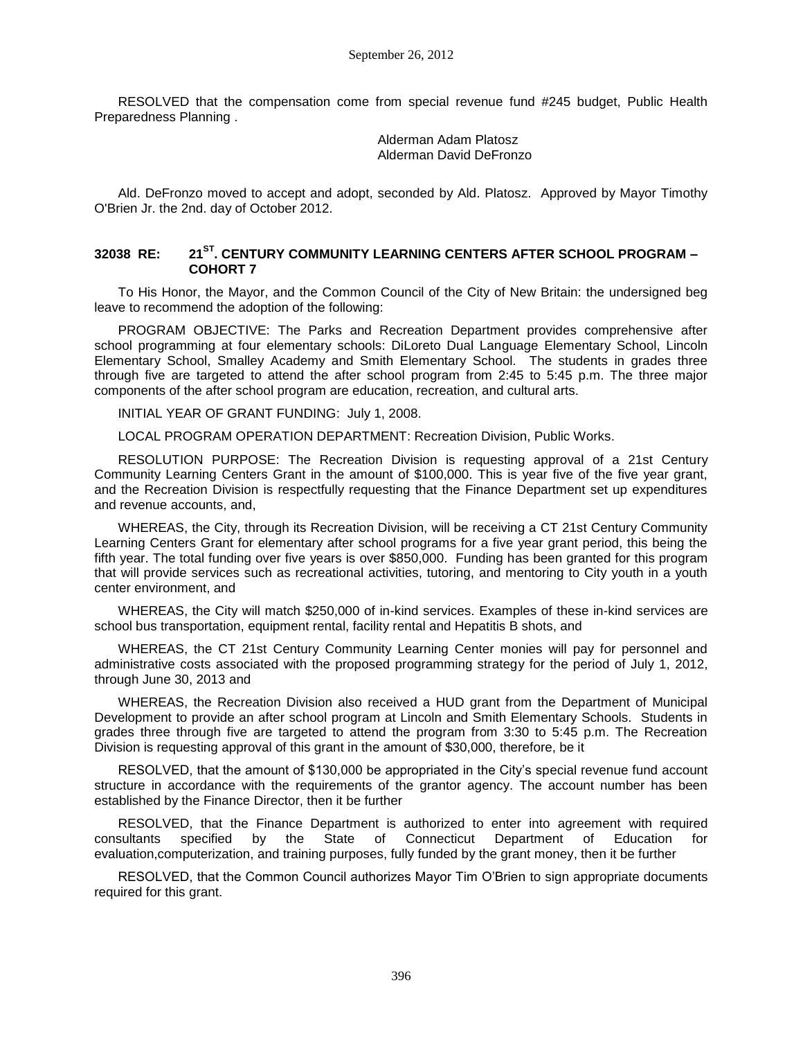RESOLVED that the compensation come from special revenue fund #245 budget, Public Health Preparedness Planning .

Alderman Adam Platosz
Alderman David DeFronzo

Ald. DeFronzo moved to accept and adopt, seconded by Ald. Platosz. Approved by Mayor Timothy O'Brien Jr. the 2nd. day of October 2012.

## 32038 RE: 21ST. CENTURY COMMUNITY LEARNING CENTERS AFTER SCHOOL PROGRAM – COHORT 7

To His Honor, the Mayor, and the Common Council of the City of New Britain: the undersigned beg leave to recommend the adoption of the following:

PROGRAM OBJECTIVE: The Parks and Recreation Department provides comprehensive after school programming at four elementary schools: DiLoreto Dual Language Elementary School, Lincoln Elementary School, Smalley Academy and Smith Elementary School. The students in grades three through five are targeted to attend the after school program from 2:45 to 5:45 p.m. The three major components of the after school program are education, recreation, and cultural arts.

INITIAL YEAR OF GRANT FUNDING: July 1, 2008.

LOCAL PROGRAM OPERATION DEPARTMENT: Recreation Division, Public Works.

RESOLUTION PURPOSE: The Recreation Division is requesting approval of a 21st Century Community Learning Centers Grant in the amount of $100,000. This is year five of the five year grant, and the Recreation Division is respectfully requesting that the Finance Department set up expenditures and revenue accounts, and,

WHEREAS, the City, through its Recreation Division, will be receiving a CT 21st Century Community Learning Centers Grant for elementary after school programs for a five year grant period, this being the fifth year. The total funding over five years is over $850,000. Funding has been granted for this program that will provide services such as recreational activities, tutoring, and mentoring to City youth in a youth center environment, and

WHEREAS, the City will match $250,000 of in-kind services. Examples of these in-kind services are school bus transportation, equipment rental, facility rental and Hepatitis B shots, and

WHEREAS, the CT 21st Century Community Learning Center monies will pay for personnel and administrative costs associated with the proposed programming strategy for the period of July 1, 2012, through June 30, 2013 and

WHEREAS, the Recreation Division also received a HUD grant from the Department of Municipal Development to provide an after school program at Lincoln and Smith Elementary Schools. Students in grades three through five are targeted to attend the program from 3:30 to 5:45 p.m. The Recreation Division is requesting approval of this grant in the amount of $30,000, therefore, be it

RESOLVED, that the amount of $130,000 be appropriated in the City's special revenue fund account structure in accordance with the requirements of the grantor agency. The account number has been established by the Finance Director, then it be further

RESOLVED, that the Finance Department is authorized to enter into agreement with required consultants specified by the State of Connecticut Department of Education for evaluation,computerization, and training purposes, fully funded by the grant money, then it be further

RESOLVED, that the Common Council authorizes Mayor Tim O'Brien to sign appropriate documents required for this grant.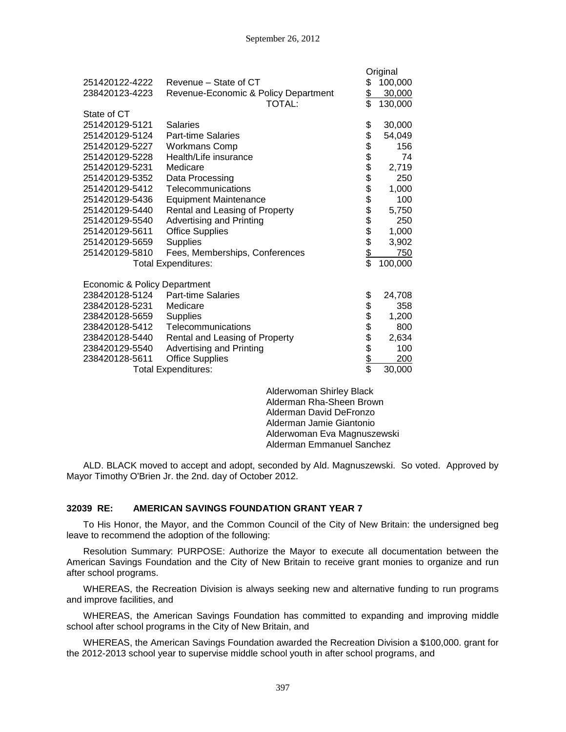| | | Original |
|---|---|---|
| 251420122-4222 | Revenue – State of CT | $ 100,000 |
| 238420123-4223 | Revenue-Economic & Policy Department | $ 30,000 |
| | TOTAL: | $ 130,000 |
| State of CT | | |
| 251420129-5121 | Salaries | $ 30,000 |
| 251420129-5124 | Part-time Salaries | $ 54,049 |
| 251420129-5227 | Workmans Comp | $ 156 |
| 251420129-5228 | Health/Life insurance | $ 74 |
| 251420129-5231 | Medicare | $ 2,719 |
| 251420129-5352 | Data Processing | $ 250 |
| 251420129-5412 | Telecommunications | $ 1,000 |
| 251420129-5436 | Equipment Maintenance | $ 100 |
| 251420129-5440 | Rental and Leasing of Property | $ 5,750 |
| 251420129-5540 | Advertising and Printing | $ 250 |
| 251420129-5611 | Office Supplies | $ 1,000 |
| 251420129-5659 | Supplies | $ 3,902 |
| 251420129-5810 | Fees, Memberships, Conferences | $ 750 |
| | Total Expenditures: | $ 100,000 |
| Economic & Policy Department | | |
| 238420128-5124 | Part-time Salaries | $ 24,708 |
| 238420128-5231 | Medicare | $ 358 |
| 238420128-5659 | Supplies | $ 1,200 |
| 238420128-5412 | Telecommunications | $ 800 |
| 238420128-5440 | Rental and Leasing of Property | $ 2,634 |
| 238420129-5540 | Advertising and Printing | $ 100 |
| 238420128-5611 | Office Supplies | $ 200 |
| | Total Expenditures: | $ 30,000 |

Alderwoman Shirley Black
Alderman Rha-Sheen Brown
Alderman David DeFronzo
Alderman Jamie Giantonio
Alderwoman Eva Magnuszewski
Alderman Emmanuel Sanchez

ALD. BLACK moved to accept and adopt, seconded by Ald. Magnuszewski. So voted. Approved by Mayor Timothy O'Brien Jr. the 2nd. day of October 2012.

### 32039 RE: AMERICAN SAVINGS FOUNDATION GRANT YEAR 7

To His Honor, the Mayor, and the Common Council of the City of New Britain: the undersigned beg leave to recommend the adoption of the following:

Resolution Summary: PURPOSE: Authorize the Mayor to execute all documentation between the American Savings Foundation and the City of New Britain to receive grant monies to organize and run after school programs.

WHEREAS, the Recreation Division is always seeking new and alternative funding to run programs and improve facilities, and

WHEREAS, the American Savings Foundation has committed to expanding and improving middle school after school programs in the City of New Britain, and

WHEREAS, the American Savings Foundation awarded the Recreation Division a $100,000. grant for the 2012-2013 school year to supervise middle school youth in after school programs, and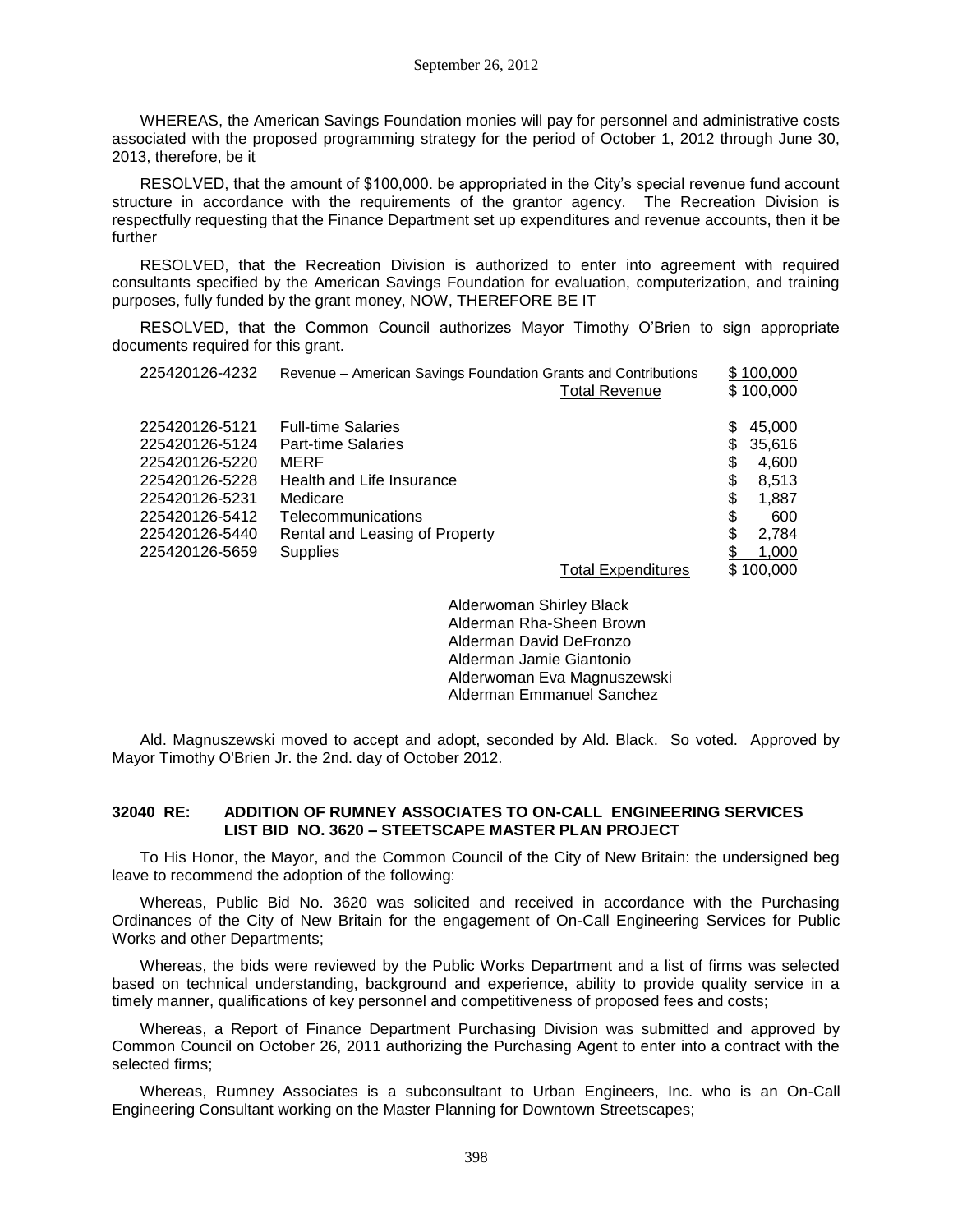WHEREAS, the American Savings Foundation monies will pay for personnel and administrative costs associated with the proposed programming strategy for the period of October 1, 2012 through June 30, 2013, therefore, be it

RESOLVED, that the amount of $100,000. be appropriated in the City's special revenue fund account structure in accordance with the requirements of the grantor agency. The Recreation Division is respectfully requesting that the Finance Department set up expenditures and revenue accounts, then it be further

RESOLVED, that the Recreation Division is authorized to enter into agreement with required consultants specified by the American Savings Foundation for evaluation, computerization, and training purposes, fully funded by the grant money, NOW, THEREFORE BE IT

RESOLVED, that the Common Council authorizes Mayor Timothy O'Brien to sign appropriate documents required for this grant.

| | | | |
|---|---|---|---|
| 225420126-4232 | Revenue – American Savings Foundation Grants and Contributions | | $ 100,000 |
| | | Total Revenue | $ 100,000 |
| 225420126-5121 | Full-time Salaries | | $ 45,000 |
| 225420126-5124 | Part-time Salaries | | $ 35,616 |
| 225420126-5220 | MERF | | $ 4,600 |
| 225420126-5228 | Health and Life Insurance | | $ 8,513 |
| 225420126-5231 | Medicare | | $ 1,887 |
| 225420126-5412 | Telecommunications | | $ 600 |
| 225420126-5440 | Rental and Leasing of Property | | $ 2,784 |
| 225420126-5659 | Supplies | | $ 1,000 |
| | | Total Expenditures | $ 100,000 |

Alderwoman Shirley Black
Alderman Rha-Sheen Brown
Alderman David DeFronzo
Alderman Jamie Giantonio
Alderwoman Eva Magnuszewski
Alderman Emmanuel Sanchez

Ald. Magnuszewski moved to accept and adopt, seconded by Ald. Black. So voted. Approved by Mayor Timothy O'Brien Jr. the 2nd. day of October 2012.

### 32040 RE: ADDITION OF RUMNEY ASSOCIATES TO ON-CALL ENGINEERING SERVICES LIST BID NO. 3620 – STEETSCAPE MASTER PLAN PROJECT

To His Honor, the Mayor, and the Common Council of the City of New Britain: the undersigned beg leave to recommend the adoption of the following:

Whereas, Public Bid No. 3620 was solicited and received in accordance with the Purchasing Ordinances of the City of New Britain for the engagement of On-Call Engineering Services for Public Works and other Departments;

Whereas, the bids were reviewed by the Public Works Department and a list of firms was selected based on technical understanding, background and experience, ability to provide quality service in a timely manner, qualifications of key personnel and competitiveness of proposed fees and costs;

Whereas, a Report of Finance Department Purchasing Division was submitted and approved by Common Council on October 26, 2011 authorizing the Purchasing Agent to enter into a contract with the selected firms;

Whereas, Rumney Associates is a subconsultant to Urban Engineers, Inc. who is an On-Call Engineering Consultant working on the Master Planning for Downtown Streetscapes;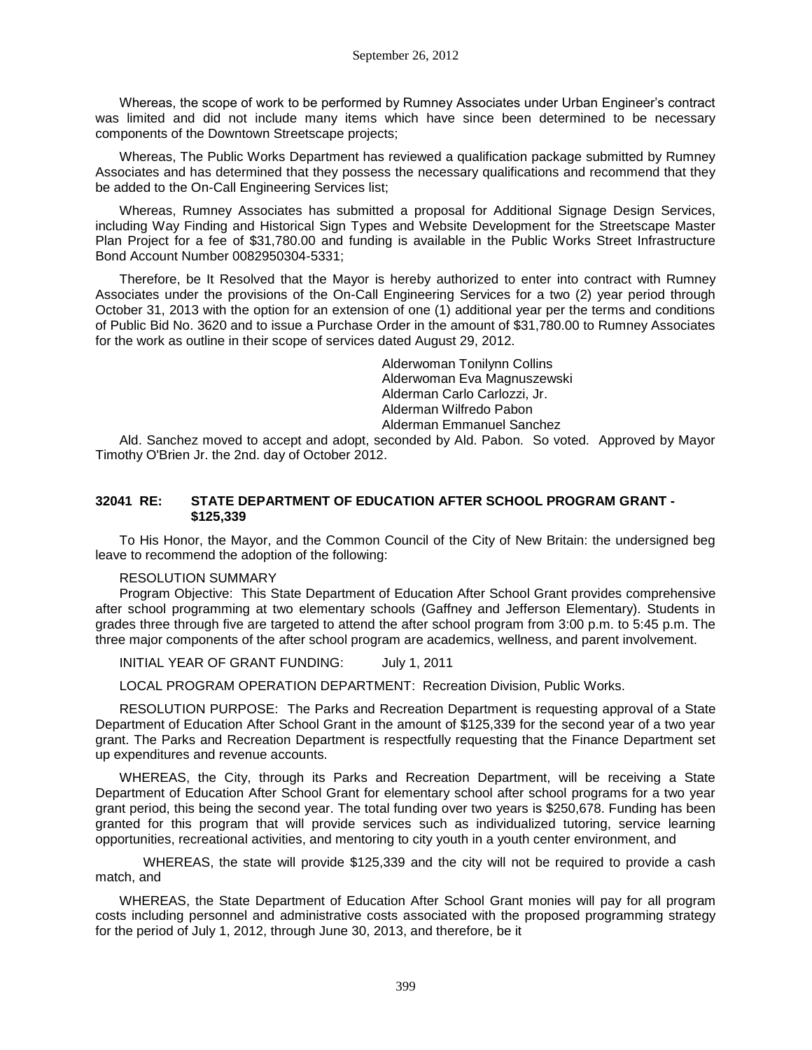Whereas, the scope of work to be performed by Rumney Associates under Urban Engineer's contract was limited and did not include many items which have since been determined to be necessary components of the Downtown Streetscape projects;

Whereas, The Public Works Department has reviewed a qualification package submitted by Rumney Associates and has determined that they possess the necessary qualifications and recommend that they be added to the On-Call Engineering Services list;

Whereas, Rumney Associates has submitted a proposal for Additional Signage Design Services, including Way Finding and Historical Sign Types and Website Development for the Streetscape Master Plan Project for a fee of $31,780.00 and funding is available in the Public Works Street Infrastructure Bond Account Number 0082950304-5331;

Therefore, be It Resolved that the Mayor is hereby authorized to enter into contract with Rumney Associates under the provisions of the On-Call Engineering Services for a two (2) year period through October 31, 2013 with the option for an extension of one (1) additional year per the terms and conditions of Public Bid No. 3620 and to issue a Purchase Order in the amount of $31,780.00 to Rumney Associates for the work as outline in their scope of services dated August 29, 2012.

Alderwoman Tonilynn Collins
Alderwoman Eva Magnuszewski
Alderman Carlo Carlozzi, Jr.
Alderman Wilfredo Pabon
Alderman Emmanuel Sanchez

Ald. Sanchez moved to accept and adopt, seconded by Ald. Pabon. So voted. Approved by Mayor Timothy O'Brien Jr. the 2nd. day of October 2012.

### 32041 RE: STATE DEPARTMENT OF EDUCATION AFTER SCHOOL PROGRAM GRANT - $125,339

To His Honor, the Mayor, and the Common Council of the City of New Britain: the undersigned beg leave to recommend the adoption of the following:

RESOLUTION SUMMARY

Program Objective: This State Department of Education After School Grant provides comprehensive after school programming at two elementary schools (Gaffney and Jefferson Elementary). Students in grades three through five are targeted to attend the after school program from 3:00 p.m. to 5:45 p.m. The three major components of the after school program are academics, wellness, and parent involvement.

INITIAL YEAR OF GRANT FUNDING: July 1, 2011

LOCAL PROGRAM OPERATION DEPARTMENT: Recreation Division, Public Works.

RESOLUTION PURPOSE: The Parks and Recreation Department is requesting approval of a State Department of Education After School Grant in the amount of $125,339 for the second year of a two year grant. The Parks and Recreation Department is respectfully requesting that the Finance Department set up expenditures and revenue accounts.

WHEREAS, the City, through its Parks and Recreation Department, will be receiving a State Department of Education After School Grant for elementary school after school programs for a two year grant period, this being the second year. The total funding over two years is $250,678. Funding has been granted for this program that will provide services such as individualized tutoring, service learning opportunities, recreational activities, and mentoring to city youth in a youth center environment, and

WHEREAS, the state will provide $125,339 and the city will not be required to provide a cash match, and

WHEREAS, the State Department of Education After School Grant monies will pay for all program costs including personnel and administrative costs associated with the proposed programming strategy for the period of July 1, 2012, through June 30, 2013, and therefore, be it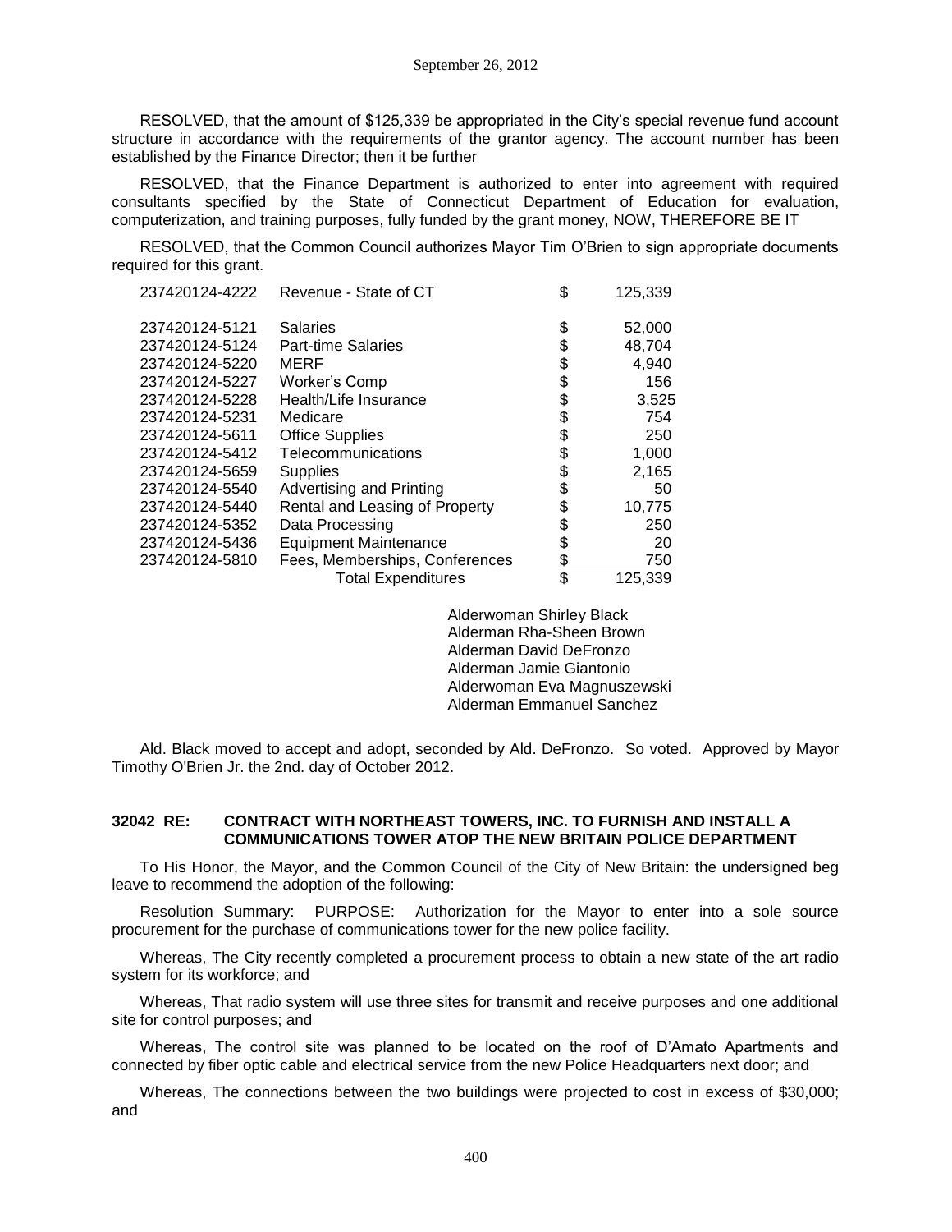RESOLVED, that the amount of $125,339 be appropriated in the City's special revenue fund account structure in accordance with the requirements of the grantor agency. The account number has been established by the Finance Director; then it be further

RESOLVED, that the Finance Department is authorized to enter into agreement with required consultants specified by the State of Connecticut Department of Education for evaluation, computerization, and training purposes, fully funded by the grant money, NOW, THEREFORE BE IT

RESOLVED, that the Common Council authorizes Mayor Tim O'Brien to sign appropriate documents required for this grant.

| | | | |
|---|---|---|---|
| 237420124-4222 | Revenue - State of CT | $ | 125,339 |
| 237420124-5121 | Salaries | $ | 52,000 |
| 237420124-5124 | Part-time Salaries | $ | 48,704 |
| 237420124-5220 | MERF | $ | 4,940 |
| 237420124-5227 | Worker's Comp | $ | 156 |
| 237420124-5228 | Health/Life Insurance | $ | 3,525 |
| 237420124-5231 | Medicare | $ | 754 |
| 237420124-5611 | Office Supplies | $ | 250 |
| 237420124-5412 | Telecommunications | $ | 1,000 |
| 237420124-5659 | Supplies | $ | 2,165 |
| 237420124-5540 | Advertising and Printing | $ | 50 |
| 237420124-5440 | Rental and Leasing of Property | $ | 10,775 |
| 237420124-5352 | Data Processing | $ | 250 |
| 237420124-5436 | Equipment Maintenance | $ | 20 |
| 237420124-5810 | Fees, Memberships, Conferences | $ | 750 |
| | Total Expenditures | $ | 125,339 |

Alderwoman Shirley Black
Alderman Rha-Sheen Brown
Alderman David DeFronzo
Alderman Jamie Giantonio
Alderwoman Eva Magnuszewski
Alderman Emmanuel Sanchez

Ald. Black moved to accept and adopt, seconded by Ald. DeFronzo. So voted. Approved by Mayor Timothy O'Brien Jr. the 2nd. day of October 2012.

### 32042 RE: CONTRACT WITH NORTHEAST TOWERS, INC. TO FURNISH AND INSTALL A COMMUNICATIONS TOWER ATOP THE NEW BRITAIN POLICE DEPARTMENT

To His Honor, the Mayor, and the Common Council of the City of New Britain: the undersigned beg leave to recommend the adoption of the following:

Resolution Summary: PURPOSE: Authorization for the Mayor to enter into a sole source procurement for the purchase of communications tower for the new police facility.

Whereas, The City recently completed a procurement process to obtain a new state of the art radio system for its workforce; and

Whereas, That radio system will use three sites for transmit and receive purposes and one additional site for control purposes; and

Whereas, The control site was planned to be located on the roof of D'Amato Apartments and connected by fiber optic cable and electrical service from the new Police Headquarters next door; and

Whereas, The connections between the two buildings were projected to cost in excess of $30,000; and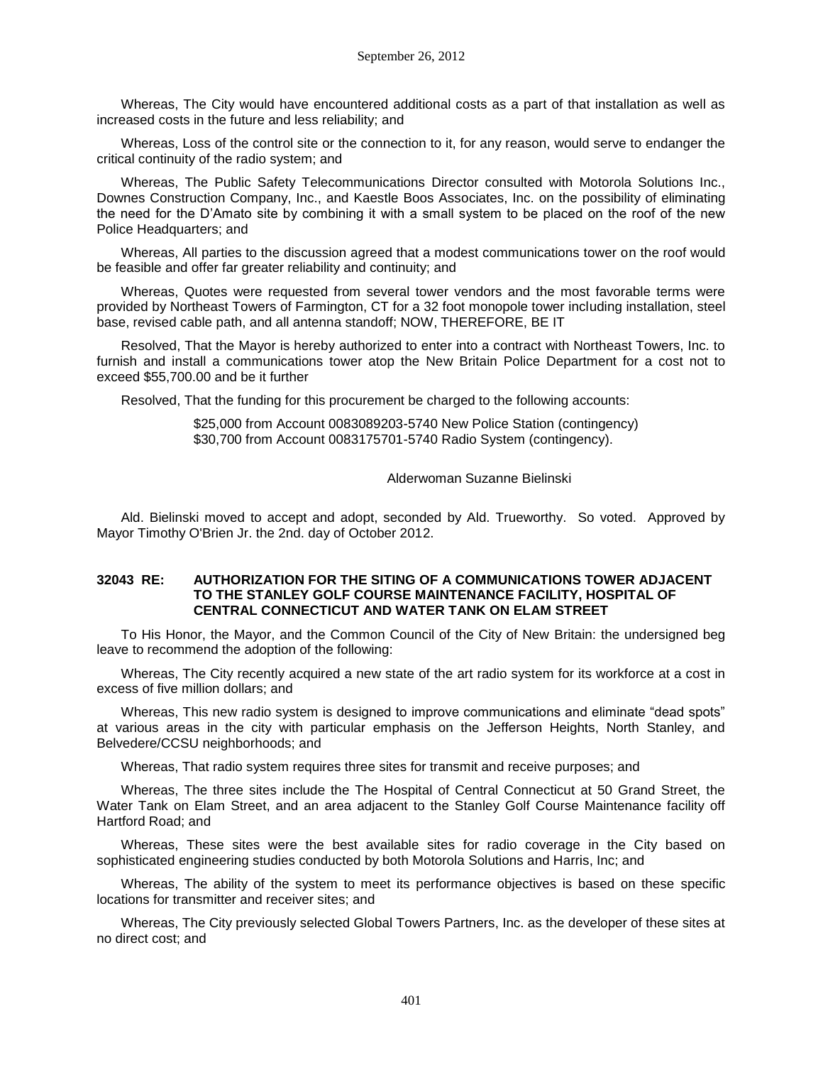Whereas, The City would have encountered additional costs as a part of that installation as well as increased costs in the future and less reliability; and

Whereas, Loss of the control site or the connection to it, for any reason, would serve to endanger the critical continuity of the radio system; and

Whereas, The Public Safety Telecommunications Director consulted with Motorola Solutions Inc., Downes Construction Company, Inc., and Kaestle Boos Associates, Inc. on the possibility of eliminating the need for the D'Amato site by combining it with a small system to be placed on the roof of the new Police Headquarters; and

Whereas, All parties to the discussion agreed that a modest communications tower on the roof would be feasible and offer far greater reliability and continuity; and

Whereas, Quotes were requested from several tower vendors and the most favorable terms were provided by Northeast Towers of Farmington, CT for a 32 foot monopole tower including installation, steel base, revised cable path, and all antenna standoff; NOW, THEREFORE, BE IT

Resolved, That the Mayor is hereby authorized to enter into a contract with Northeast Towers, Inc. to furnish and install a communications tower atop the New Britain Police Department for a cost not to exceed $55,700.00 and be it further

Resolved, That the funding for this procurement be charged to the following accounts:

$25,000 from Account 0083089203-5740 New Police Station (contingency)
$30,700 from Account 0083175701-5740 Radio System (contingency).

Alderwoman Suzanne Bielinski

Ald. Bielinski moved to accept and adopt, seconded by Ald. Trueworthy. So voted. Approved by Mayor Timothy O'Brien Jr. the 2nd. day of October 2012.

### 32043 RE: AUTHORIZATION FOR THE SITING OF A COMMUNICATIONS TOWER ADJACENT TO THE STANLEY GOLF COURSE MAINTENANCE FACILITY, HOSPITAL OF CENTRAL CONNECTICUT AND WATER TANK ON ELAM STREET

To His Honor, the Mayor, and the Common Council of the City of New Britain: the undersigned beg leave to recommend the adoption of the following:

Whereas, The City recently acquired a new state of the art radio system for its workforce at a cost in excess of five million dollars; and

Whereas, This new radio system is designed to improve communications and eliminate "dead spots" at various areas in the city with particular emphasis on the Jefferson Heights, North Stanley, and Belvedere/CCSU neighborhoods; and

Whereas, That radio system requires three sites for transmit and receive purposes; and

Whereas, The three sites include the The Hospital of Central Connecticut at 50 Grand Street, the Water Tank on Elam Street, and an area adjacent to the Stanley Golf Course Maintenance facility off Hartford Road; and

Whereas, These sites were the best available sites for radio coverage in the City based on sophisticated engineering studies conducted by both Motorola Solutions and Harris, Inc; and

Whereas, The ability of the system to meet its performance objectives is based on these specific locations for transmitter and receiver sites; and

Whereas, The City previously selected Global Towers Partners, Inc. as the developer of these sites at no direct cost; and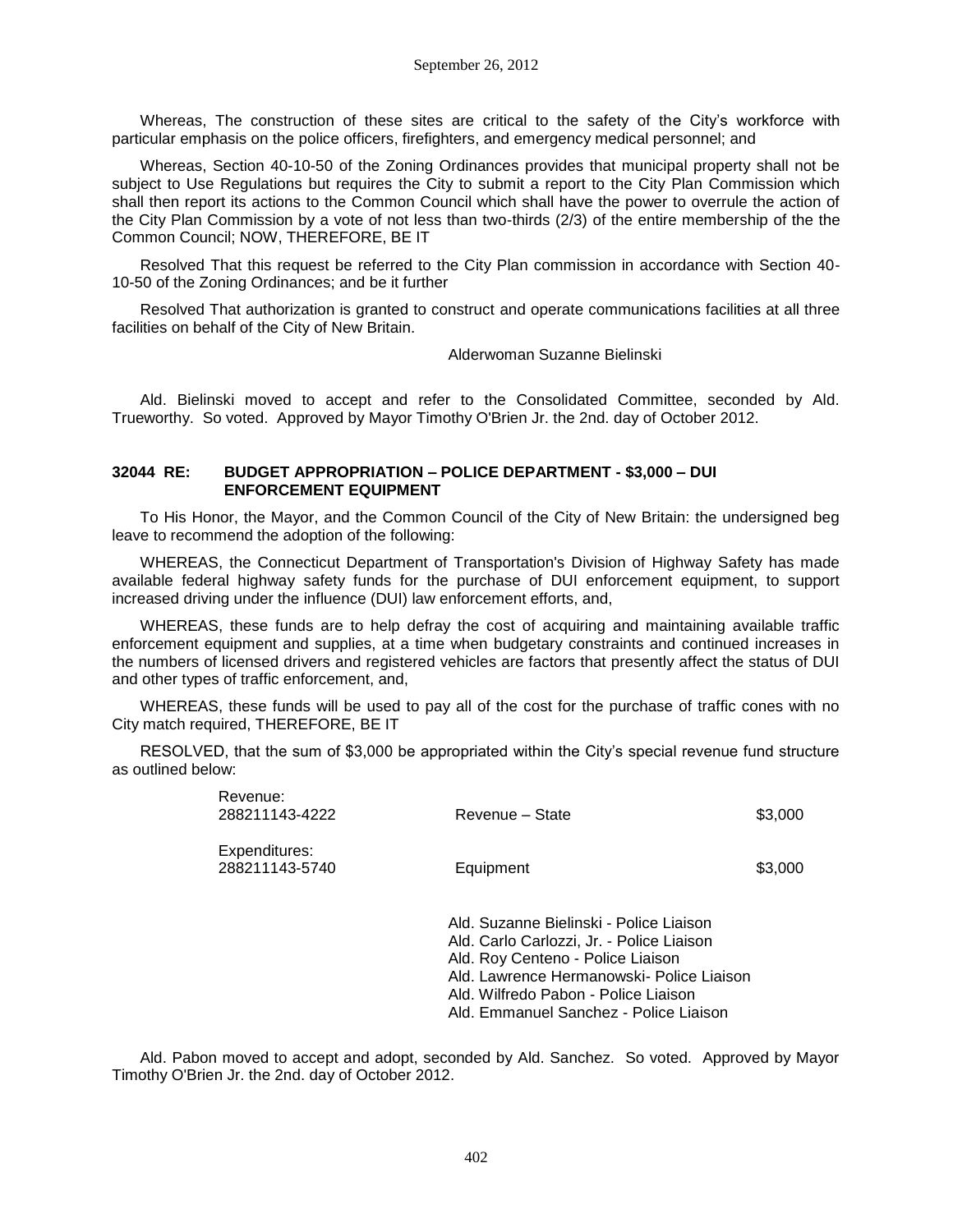Whereas, The construction of these sites are critical to the safety of the City's workforce with particular emphasis on the police officers, firefighters, and emergency medical personnel; and

Whereas, Section 40-10-50 of the Zoning Ordinances provides that municipal property shall not be subject to Use Regulations but requires the City to submit a report to the City Plan Commission which shall then report its actions to the Common Council which shall have the power to overrule the action of the City Plan Commission by a vote of not less than two-thirds (2/3) of the entire membership of the the Common Council; NOW, THEREFORE, BE IT

Resolved That this request be referred to the City Plan commission in accordance with Section 40-10-50 of the Zoning Ordinances; and be it further

Resolved That authorization is granted to construct and operate communications facilities at all three facilities on behalf of the City of New Britain.

Alderwoman Suzanne Bielinski

Ald. Bielinski moved to accept and refer to the Consolidated Committee, seconded by Ald. Trueworthy. So voted. Approved by Mayor Timothy O'Brien Jr. the 2nd. day of October 2012.

### 32044 RE: BUDGET APPROPRIATION – POLICE DEPARTMENT - $3,000 – DUI ENFORCEMENT EQUIPMENT

To His Honor, the Mayor, and the Common Council of the City of New Britain: the undersigned beg leave to recommend the adoption of the following:

WHEREAS, the Connecticut Department of Transportation's Division of Highway Safety has made available federal highway safety funds for the purchase of DUI enforcement equipment, to support increased driving under the influence (DUI) law enforcement efforts, and,

WHEREAS, these funds are to help defray the cost of acquiring and maintaining available traffic enforcement equipment and supplies, at a time when budgetary constraints and continued increases in the numbers of licensed drivers and registered vehicles are factors that presently affect the status of DUI and other types of traffic enforcement, and,

WHEREAS, these funds will be used to pay all of the cost for the purchase of traffic cones with no City match required, THEREFORE, BE IT

RESOLVED, that the sum of $3,000 be appropriated within the City's special revenue fund structure as outlined below:

| | | |
|---|---|---|
| Revenue: | | |
| 288211143-4222 | Revenue – State | $3,000 |
| Expenditures: | | |
| 288211143-5740 | Equipment | $3,000 |

Ald. Suzanne Bielinski - Police Liaison
Ald. Carlo Carlozzi, Jr. - Police Liaison
Ald. Roy Centeno - Police Liaison
Ald. Lawrence Hermanowski- Police Liaison
Ald. Wilfredo Pabon - Police Liaison
Ald. Emmanuel Sanchez - Police Liaison

Ald. Pabon moved to accept and adopt, seconded by Ald. Sanchez. So voted. Approved by Mayor Timothy O'Brien Jr. the 2nd. day of October 2012.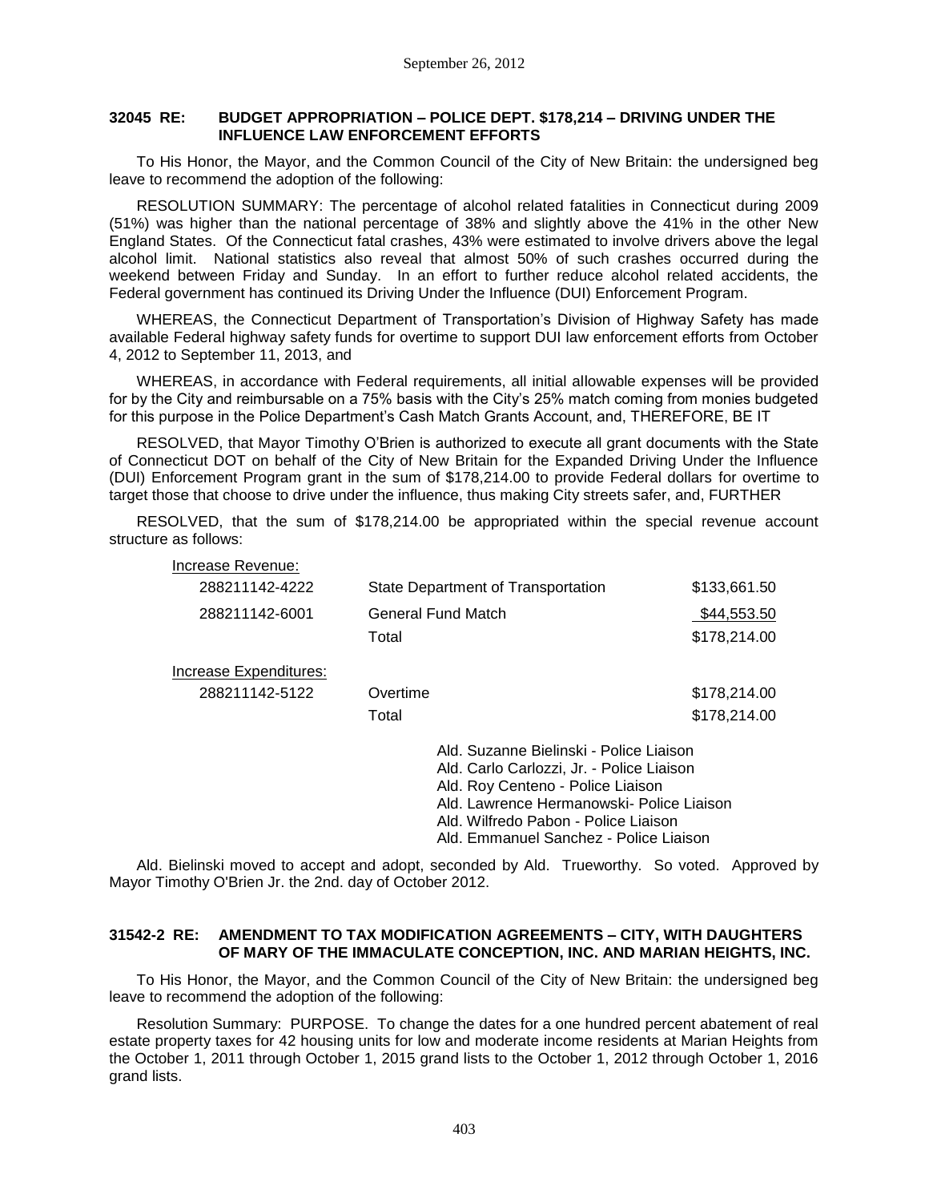**32045 RE: BUDGET APPROPRIATION – POLICE DEPT. $178,214 – DRIVING UNDER THE INFLUENCE LAW ENFORCEMENT EFFORTS**

To His Honor, the Mayor, and the Common Council of the City of New Britain: the undersigned beg leave to recommend the adoption of the following:

RESOLUTION SUMMARY: The percentage of alcohol related fatalities in Connecticut during 2009 (51%) was higher than the national percentage of 38% and slightly above the 41% in the other New England States. Of the Connecticut fatal crashes, 43% were estimated to involve drivers above the legal alcohol limit. National statistics also reveal that almost 50% of such crashes occurred during the weekend between Friday and Sunday. In an effort to further reduce alcohol related accidents, the Federal government has continued its Driving Under the Influence (DUI) Enforcement Program.

WHEREAS, the Connecticut Department of Transportation's Division of Highway Safety has made available Federal highway safety funds for overtime to support DUI law enforcement efforts from October 4, 2012 to September 11, 2013, and

WHEREAS, in accordance with Federal requirements, all initial allowable expenses will be provided for by the City and reimbursable on a 75% basis with the City's 25% match coming from monies budgeted for this purpose in the Police Department's Cash Match Grants Account, and, THEREFORE, BE IT

RESOLVED, that Mayor Timothy O'Brien is authorized to execute all grant documents with the State of Connecticut DOT on behalf of the City of New Britain for the Expanded Driving Under the Influence (DUI) Enforcement Program grant in the sum of $178,214.00 to provide Federal dollars for overtime to target those that choose to drive under the influence, thus making City streets safer, and, FURTHER

RESOLVED, that the sum of $178,214.00 be appropriated within the special revenue account structure as follows:

| Increase Revenue: | | |
|---|---|---|
| 288211142-4222 | State Department of Transportation | $133,661.50 |
| 288211142-6001 | General Fund Match | $44,553.50 |
| | Total | $178,214.00 |
| Increase Expenditures: | | |
| 288211142-5122 | Overtime | $178,214.00 |
| | Total | $178,214.00 |

Ald. Suzanne Bielinski - Police Liaison
Ald. Carlo Carlozzi, Jr. - Police Liaison
Ald. Roy Centeno - Police Liaison
Ald. Lawrence Hermanowski- Police Liaison
Ald. Wilfredo Pabon - Police Liaison
Ald. Emmanuel Sanchez - Police Liaison

Ald. Bielinski moved to accept and adopt, seconded by Ald. Trueworthy. So voted. Approved by Mayor Timothy O'Brien Jr. the 2nd. day of October 2012.

**31542-2 RE: AMENDMENT TO TAX MODIFICATION AGREEMENTS – CITY, WITH DAUGHTERS OF MARY OF THE IMMACULATE CONCEPTION, INC. AND MARIAN HEIGHTS, INC.**

To His Honor, the Mayor, and the Common Council of the City of New Britain: the undersigned beg leave to recommend the adoption of the following:

Resolution Summary: PURPOSE. To change the dates for a one hundred percent abatement of real estate property taxes for 42 housing units for low and moderate income residents at Marian Heights from the October 1, 2011 through October 1, 2015 grand lists to the October 1, 2012 through October 1, 2016 grand lists.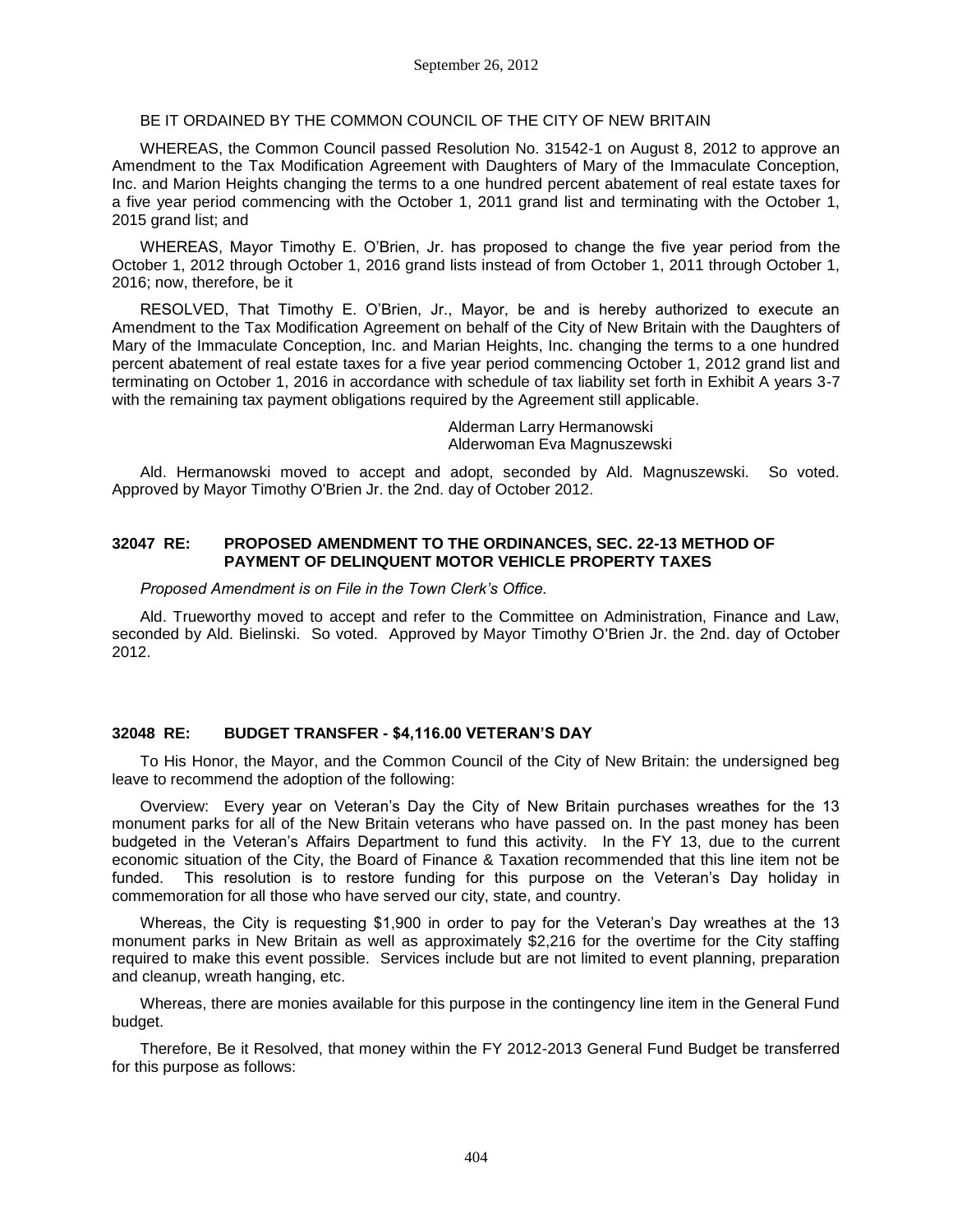BE IT ORDAINED BY THE COMMON COUNCIL OF THE CITY OF NEW BRITAIN

WHEREAS, the Common Council passed Resolution No. 31542-1 on August 8, 2012 to approve an Amendment to the Tax Modification Agreement with Daughters of Mary of the Immaculate Conception, Inc. and Marion Heights changing the terms to a one hundred percent abatement of real estate taxes for a five year period commencing with the October 1, 2011 grand list and terminating with the October 1, 2015 grand list; and

WHEREAS, Mayor Timothy E. O'Brien, Jr. has proposed to change the five year period from the October 1, 2012 through October 1, 2016 grand lists instead of from October 1, 2011 through October 1, 2016; now, therefore, be it

RESOLVED, That Timothy E. O'Brien, Jr., Mayor, be and is hereby authorized to execute an Amendment to the Tax Modification Agreement on behalf of the City of New Britain with the Daughters of Mary of the Immaculate Conception, Inc. and Marian Heights, Inc. changing the terms to a one hundred percent abatement of real estate taxes for a five year period commencing October 1, 2012 grand list and terminating on October 1, 2016 in accordance with schedule of tax liability set forth in Exhibit A years 3-7 with the remaining tax payment obligations required by the Agreement still applicable.

Alderman Larry Hermanowski
Alderwoman Eva Magnuszewski

Ald. Hermanowski moved to accept and adopt, seconded by Ald. Magnuszewski. So voted. Approved by Mayor Timothy O'Brien Jr. the 2nd. day of October 2012.

### 32047 RE: PROPOSED AMENDMENT TO THE ORDINANCES, SEC. 22-13 METHOD OF PAYMENT OF DELINQUENT MOTOR VEHICLE PROPERTY TAXES

*Proposed Amendment is on File in the Town Clerk's Office.*

Ald. Trueworthy moved to accept and refer to the Committee on Administration, Finance and Law, seconded by Ald. Bielinski. So voted. Approved by Mayor Timothy O'Brien Jr. the 2nd. day of October 2012.

### 32048 RE: BUDGET TRANSFER - $4,116.00 VETERAN'S DAY

To His Honor, the Mayor, and the Common Council of the City of New Britain: the undersigned beg leave to recommend the adoption of the following:

Overview: Every year on Veteran's Day the City of New Britain purchases wreathes for the 13 monument parks for all of the New Britain veterans who have passed on. In the past money has been budgeted in the Veteran's Affairs Department to fund this activity. In the FY 13, due to the current economic situation of the City, the Board of Finance & Taxation recommended that this line item not be funded. This resolution is to restore funding for this purpose on the Veteran's Day holiday in commemoration for all those who have served our city, state, and country.

Whereas, the City is requesting $1,900 in order to pay for the Veteran's Day wreathes at the 13 monument parks in New Britain as well as approximately $2,216 for the overtime for the City staffing required to make this event possible. Services include but are not limited to event planning, preparation and cleanup, wreath hanging, etc.

Whereas, there are monies available for this purpose in the contingency line item in the General Fund budget.

Therefore, Be it Resolved, that money within the FY 2012-2013 General Fund Budget be transferred for this purpose as follows: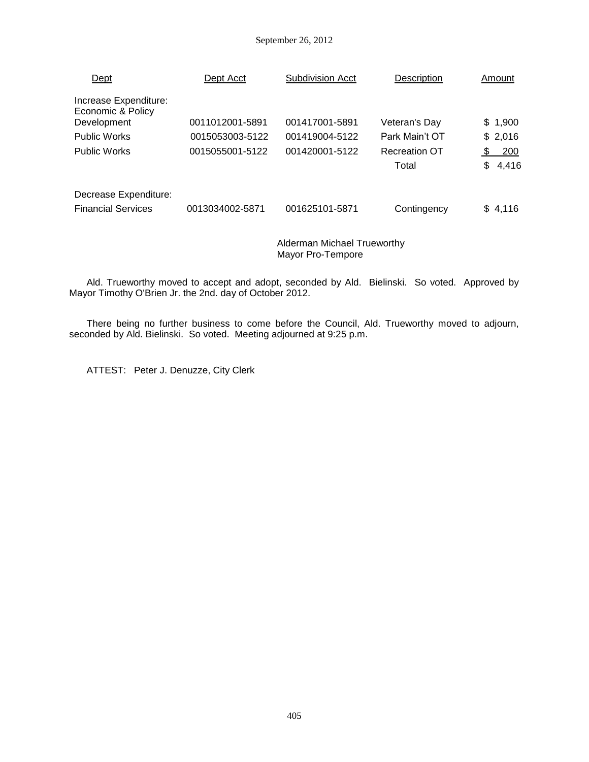| Dept | Dept Acct | Subdivision Acct | Description | Amount |
|---|---|---|---|---|
| Increase Expenditure: | | | | |
| Economic & Policy Development | 0011012001-5891 | 001417001-5891 | Veteran's Day | $ 1,900 |
| Public Works | 0015053003-5122 | 001419004-5122 | Park Main't OT | $ 2,016 |
| Public Works | 0015055001-5122 | 001420001-5122 | Recreation OT | $ 200 |
| | | | Total | $ 4,416 |
| Decrease Expenditure: | | | | |
| Financial Services | 0013034002-5871 | 001625101-5871 | Contingency | $ 4,116 |

Alderman Michael Trueworthy
Mayor Pro-Tempore

Ald. Trueworthy moved to accept and adopt, seconded by Ald. Bielinski. So voted. Approved by Mayor Timothy O'Brien Jr. the 2nd. day of October 2012.

There being no further business to come before the Council, Ald. Trueworthy moved to adjourn, seconded by Ald. Bielinski. So voted. Meeting adjourned at 9:25 p.m.

ATTEST: Peter J. Denuzze, City Clerk